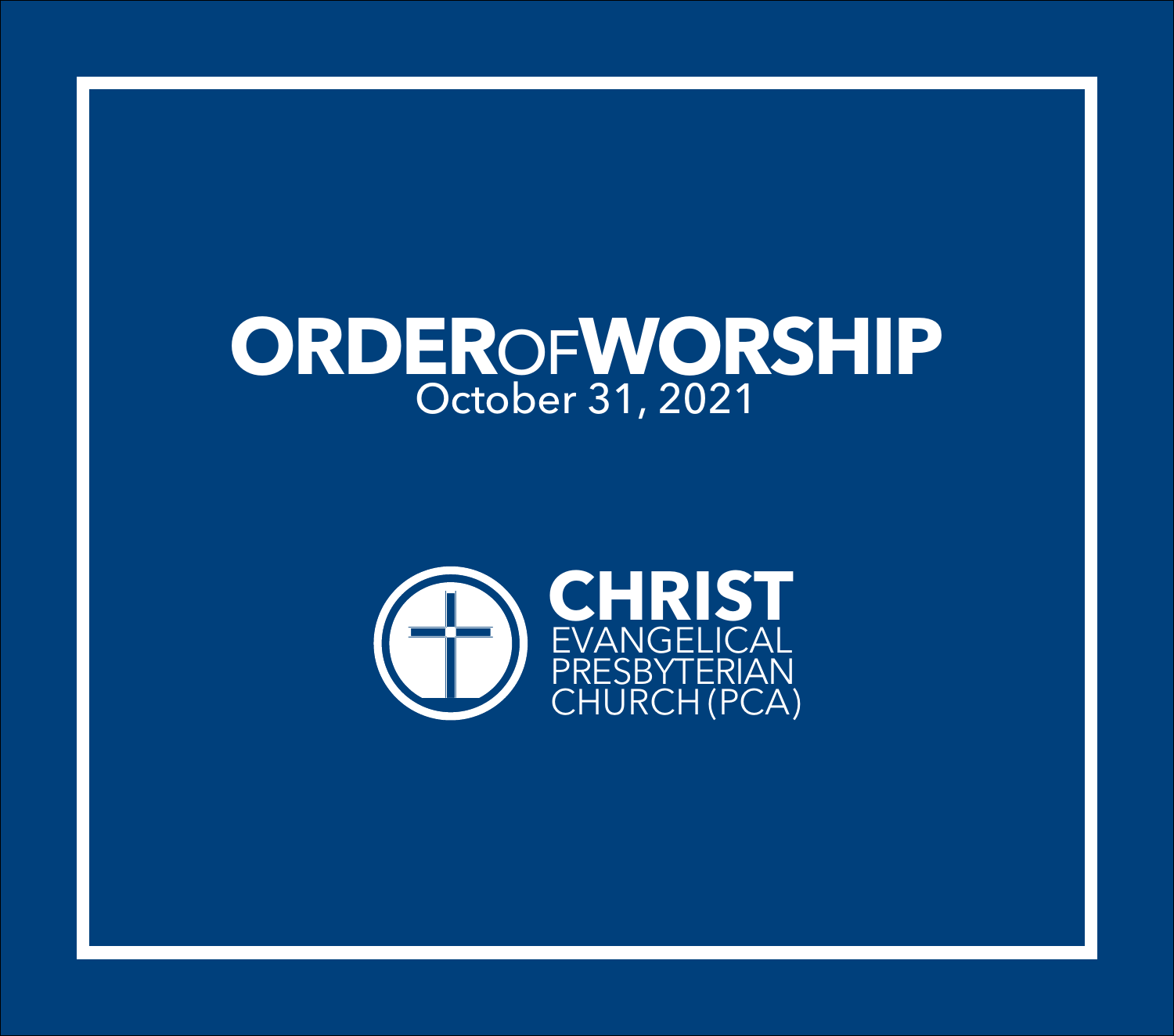# ORDER OF WORSHIP

October 31, 2021

**CHRIST**
EVANGELICAL
PRESBYTERIAN
CHURCH (PCA)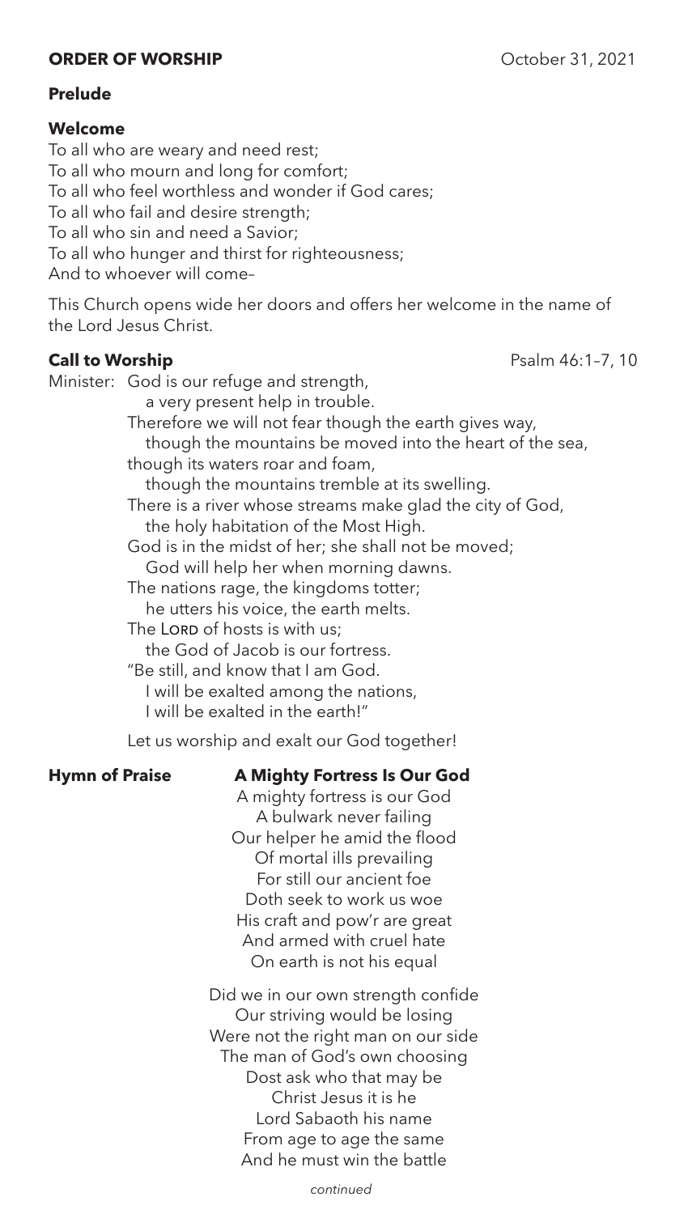**ORDER OF WORSHIP** October 31, 2021

**Prelude**

**Welcome**

To all who are weary and need rest;
To all who mourn and long for comfort;
To all who feel worthless and wonder if God cares;
To all who fail and desire strength;
To all who sin and need a Savior;
To all who hunger and thirst for righteousness;
And to whoever will come–

This Church opens wide her doors and offers her welcome in the name of the Lord Jesus Christ.

**Call to Worship** Psalm 46:1–7, 10

Minister: God is our refuge and strength,
a very present help in trouble.
Therefore we will not fear though the earth gives way,
though the mountains be moved into the heart of the sea,
though its waters roar and foam,
though the mountains tremble at its swelling.
There is a river whose streams make glad the city of God,
the holy habitation of the Most High.
God is in the midst of her; she shall not be moved;
God will help her when morning dawns.
The nations rage, the kingdoms totter;
he utters his voice, the earth melts.
The LORD of hosts is with us;
the God of Jacob is our fortress.
"Be still, and know that I am God.
I will be exalted among the nations,
I will be exalted in the earth!"

Let us worship and exalt our God together!

**Hymn of Praise** **A Mighty Fortress Is Our God**

A mighty fortress is our God
A bulwark never failing
Our helper he amid the flood
Of mortal ills prevailing
For still our ancient foe
Doth seek to work us woe
His craft and pow'r are great
And armed with cruel hate
On earth is not his equal

Did we in our own strength confide
Our striving would be losing
Were not the right man on our side
The man of God's own choosing
Dost ask who that may be
Christ Jesus it is he
Lord Sabaoth his name
From age to age the same
And he must win the battle

*continued*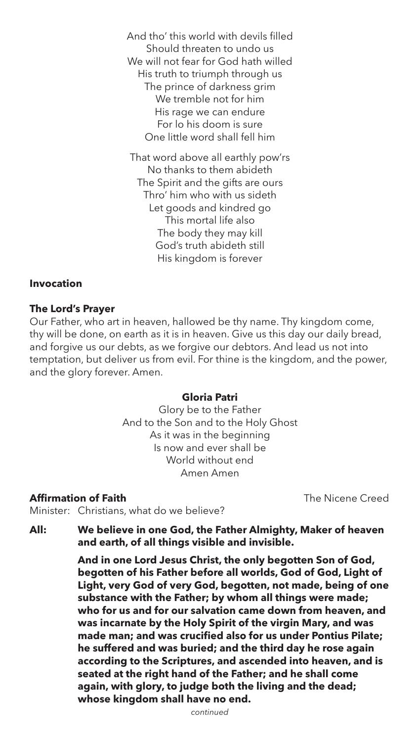And tho' this world with devils filled
Should threaten to undo us
We will not fear for God hath willed
His truth to triumph through us
The prince of darkness grim
We tremble not for him
His rage we can endure
For lo his doom is sure
One little word shall fell him

That word above all earthly pow'rs
No thanks to them abideth
The Spirit and the gifts are ours
Thro' him who with us sideth
Let goods and kindred go
This mortal life also
The body they may kill
God's truth abideth still
His kingdom is forever

**Invocation**

**The Lord's Prayer**

Our Father, who art in heaven, hallowed be thy name. Thy kingdom come, thy will be done, on earth as it is in heaven. Give us this day our daily bread, and forgive us our debts, as we forgive our debtors. And lead us not into temptation, but deliver us from evil. For thine is the kingdom, and the power, and the glory forever. Amen.

**Gloria Patri**

Glory be to the Father
And to the Son and to the Holy Ghost
As it was in the beginning
Is now and ever shall be
World without end
Amen Amen

**Affirmation of Faith** — The Nicene Creed

Minister: Christians, what do we believe?

**All: We believe in one God, the Father Almighty, Maker of heaven and earth, of all things visible and invisible.**

**And in one Lord Jesus Christ, the only begotten Son of God, begotten of his Father before all worlds, God of God, Light of Light, very God of very God, begotten, not made, being of one substance with the Father; by whom all things were made; who for us and for our salvation came down from heaven, and was incarnate by the Holy Spirit of the virgin Mary, and was made man; and was crucified also for us under Pontius Pilate; he suffered and was buried; and the third day he rose again according to the Scriptures, and ascended into heaven, and is seated at the right hand of the Father; and he shall come again, with glory, to judge both the living and the dead; whose kingdom shall have no end.**

*continued*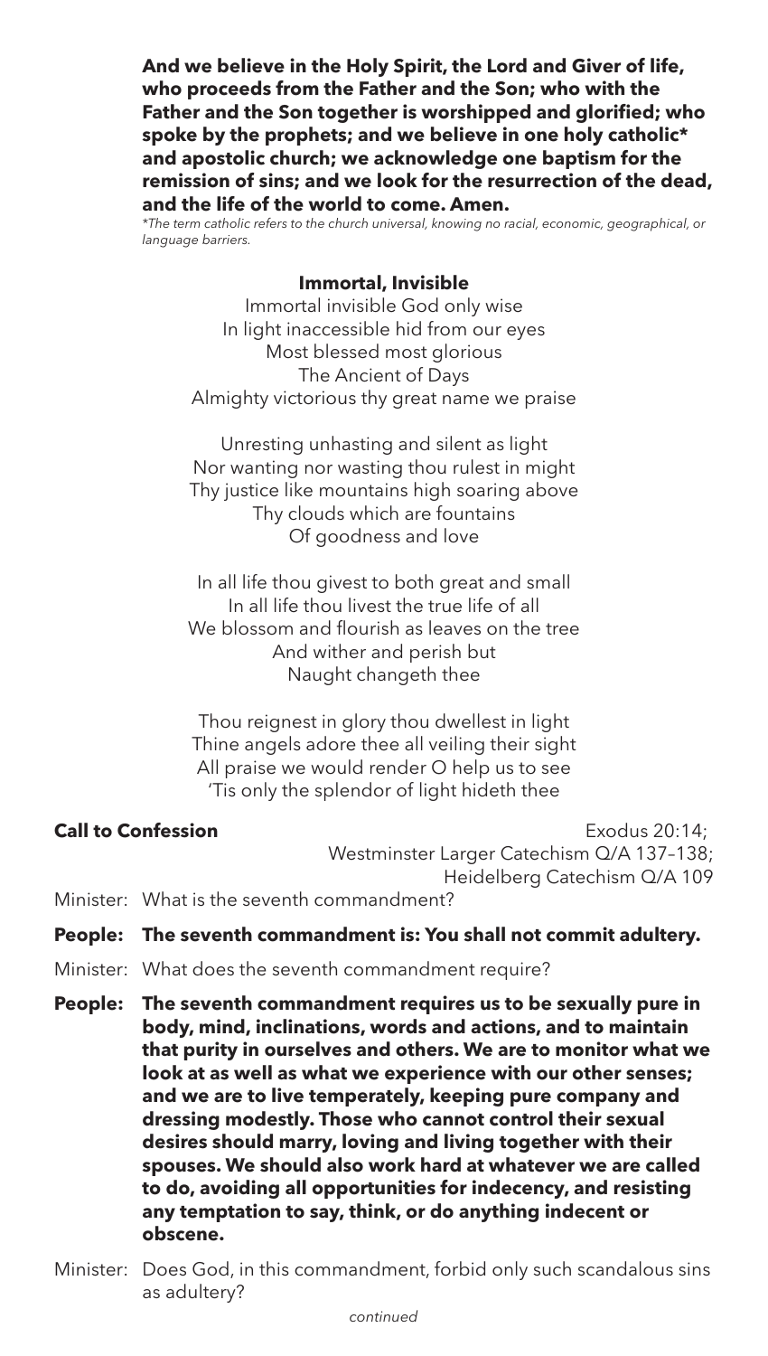**And we believe in the Holy Spirit, the Lord and Giver of life, who proceeds from the Father and the Son; who with the Father and the Son together is worshipped and glorified; who spoke by the prophets; and we believe in one holy catholic* and apostolic church; we acknowledge one baptism for the remission of sins; and we look for the resurrection of the dead, and the life of the world to come. Amen.**

*\*The term catholic refers to the church universal, knowing no racial, economic, geographical, or language barriers.*

**Immortal, Invisible**

Immortal invisible God only wise
In light inaccessible hid from our eyes
Most blessed most glorious
The Ancient of Days
Almighty victorious thy great name we praise

Unresting unhasting and silent as light
Nor wanting nor wasting thou rulest in might
Thy justice like mountains high soaring above
Thy clouds which are fountains
Of goodness and love

In all life thou givest to both great and small
In all life thou livest the true life of all
We blossom and flourish as leaves on the tree
And wither and perish but
Naught changeth thee

Thou reignest in glory thou dwellest in light
Thine angels adore thee all veiling their sight
All praise we would render O help us to see
'Tis only the splendor of light hideth thee

**Call to Confession** — Exodus 20:14; Westminster Larger Catechism Q/A 137–138; Heidelberg Catechism Q/A 109

Minister: What is the seventh commandment?

**People: The seventh commandment is: You shall not commit adultery.**

Minister: What does the seventh commandment require?

**People: The seventh commandment requires us to be sexually pure in body, mind, inclinations, words and actions, and to maintain that purity in ourselves and others. We are to monitor what we look at as well as what we experience with our other senses; and we are to live temperately, keeping pure company and dressing modestly. Those who cannot control their sexual desires should marry, loving and living together with their spouses. We should also work hard at whatever we are called to do, avoiding all opportunities for indecency, and resisting any temptation to say, think, or do anything indecent or obscene.**

Minister: Does God, in this commandment, forbid only such scandalous sins as adultery?

*continued*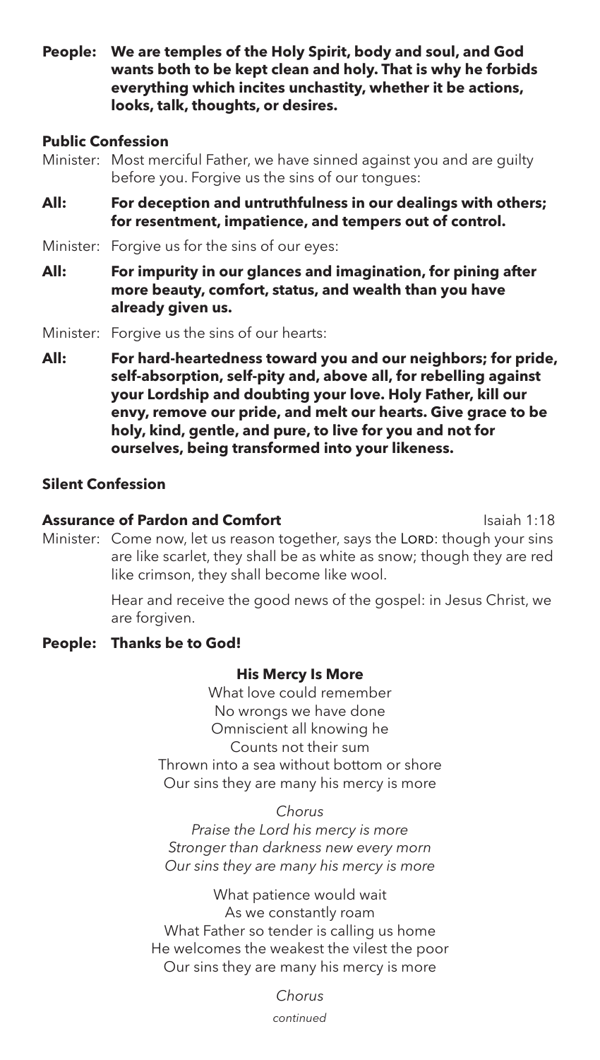**People:** **We are temples of the Holy Spirit, body and soul, and God wants both to be kept clean and holy. That is why he forbids everything which incites unchastity, whether it be actions, looks, talk, thoughts, or desires.**

**Public Confession**

Minister: Most merciful Father, we have sinned against you and are guilty before you. Forgive us the sins of our tongues:

**All:** **For deception and untruthfulness in our dealings with others; for resentment, impatience, and tempers out of control.**

Minister: Forgive us for the sins of our eyes:

**All:** **For impurity in our glances and imagination, for pining after more beauty, comfort, status, and wealth than you have already given us.**

Minister: Forgive us the sins of our hearts:

**All:** **For hard-heartedness toward you and our neighbors; for pride, self-absorption, self-pity and, above all, for rebelling against your Lordship and doubting your love. Holy Father, kill our envy, remove our pride, and melt our hearts. Give grace to be holy, kind, gentle, and pure, to live for you and not for ourselves, being transformed into your likeness.**

**Silent Confession**

**Assurance of Pardon and Comfort** Isaiah 1:18

Minister: Come now, let us reason together, says the LORD: though your sins are like scarlet, they shall be as white as snow; though they are red like crimson, they shall become like wool.

Hear and receive the good news of the gospel: in Jesus Christ, we are forgiven.

**People:** **Thanks be to God!**

**His Mercy Is More**

What love could remember
No wrongs we have done
Omniscient all knowing he
Counts not their sum
Thrown into a sea without bottom or shore
Our sins they are many his mercy is more

*Chorus*
*Praise the Lord his mercy is more*
*Stronger than darkness new every morn*
*Our sins they are many his mercy is more*

What patience would wait
As we constantly roam
What Father so tender is calling us home
He welcomes the weakest the vilest the poor
Our sins they are many his mercy is more

*Chorus*

*continued*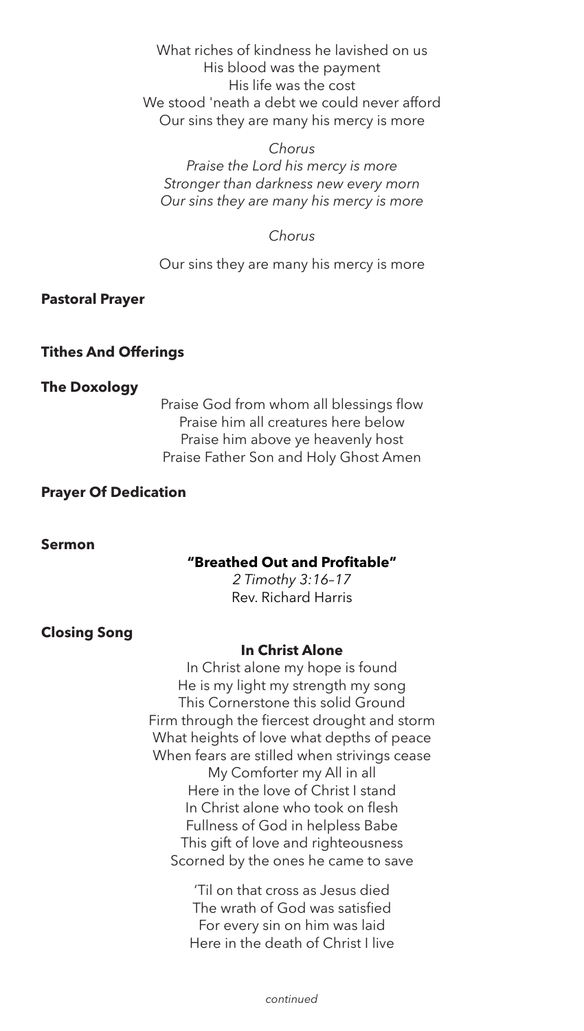What riches of kindness he lavished on us
His blood was the payment
His life was the cost
We stood 'neath a debt we could never afford
Our sins they are many his mercy is more

*Chorus*
*Praise the Lord his mercy is more*
*Stronger than darkness new every morn*
*Our sins they are many his mercy is more*

*Chorus*

Our sins they are many his mercy is more

**Pastoral Prayer**

**Tithes And Offerings**

**The Doxology**

Praise God from whom all blessings flow
Praise him all creatures here below
Praise him above ye heavenly host
Praise Father Son and Holy Ghost Amen

**Prayer Of Dedication**

**Sermon**

**"Breathed Out and Profitable"**
*2 Timothy 3:16–17*
Rev. Richard Harris

**Closing Song**

**In Christ Alone**

In Christ alone my hope is found
He is my light my strength my song
This Cornerstone this solid Ground
Firm through the fiercest drought and storm
What heights of love what depths of peace
When fears are stilled when strivings cease
My Comforter my All in all
Here in the love of Christ I stand
In Christ alone who took on flesh
Fullness of God in helpless Babe
This gift of love and righteousness
Scorned by the ones he came to save

'Til on that cross as Jesus died
The wrath of God was satisfied
For every sin on him was laid
Here in the death of Christ I live

*continued*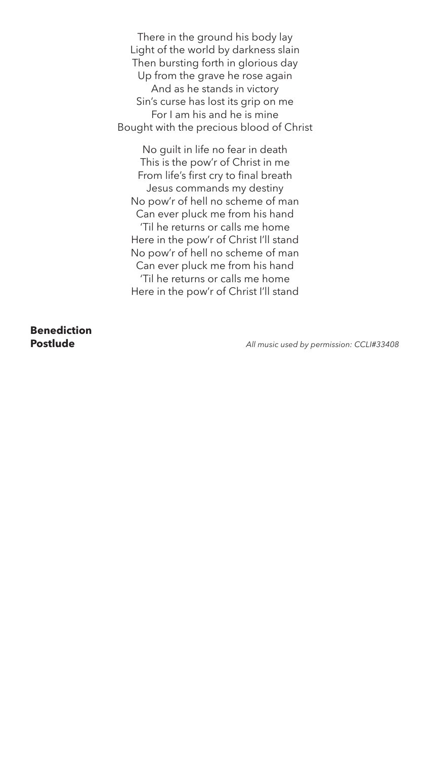There in the ground his body lay
Light of the world by darkness slain
Then bursting forth in glorious day
Up from the grave he rose again
And as he stands in victory
Sin's curse has lost its grip on me
For I am his and he is mine
Bought with the precious blood of Christ

No guilt in life no fear in death
This is the pow'r of Christ in me
From life's first cry to final breath
Jesus commands my destiny
No pow'r of hell no scheme of man
Can ever pluck me from his hand
'Til he returns or calls me home
Here in the pow'r of Christ I'll stand
No pow'r of hell no scheme of man
Can ever pluck me from his hand
'Til he returns or calls me home
Here in the pow'r of Christ I'll stand

**Benediction**

**Postlude**

*All music used by permission: CCLI#33408*